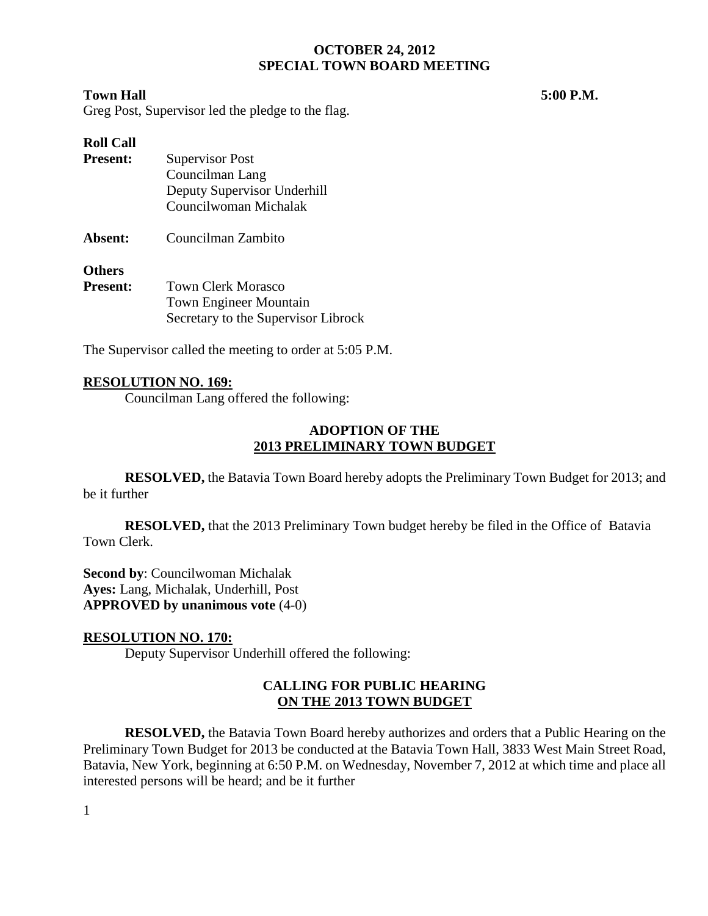# OCTOBER 24, 2012
## SPECIAL TOWN BOARD MEETING

**Town Hall** **5:00 P.M.**

Greg Post, Supervisor led the pledge to the flag.

**Roll Call**

**Present:** Supervisor Post
Councilman Lang
Deputy Supervisor Underhill
Councilwoman Michalak

**Absent:** Councilman Zambito

**Others**
**Present:** Town Clerk Morasco
Town Engineer Mountain
Secretary to the Supervisor Librock

The Supervisor called the meeting to order at 5:05 P.M.

**RESOLUTION NO. 169:**

Councilman Lang offered the following:

**ADOPTION OF THE**
**2013 PRELIMINARY TOWN BUDGET**

**RESOLVED,** the Batavia Town Board hereby adopts the Preliminary Town Budget for 2013; and be it further

**RESOLVED,** that the 2013 Preliminary Town budget hereby be filed in the Office of Batavia Town Clerk.

**Second by**: Councilwoman Michalak
**Ayes:** Lang, Michalak, Underhill, Post
**APPROVED by unanimous vote** (4-0)

**RESOLUTION NO. 170:**

Deputy Supervisor Underhill offered the following:

**CALLING FOR PUBLIC HEARING**
**ON THE 2013 TOWN BUDGET**

**RESOLVED,** the Batavia Town Board hereby authorizes and orders that a Public Hearing on the Preliminary Town Budget for 2013 be conducted at the Batavia Town Hall, 3833 West Main Street Road, Batavia, New York, beginning at 6:50 P.M. on Wednesday, November 7, 2012 at which time and place all interested persons will be heard; and be it further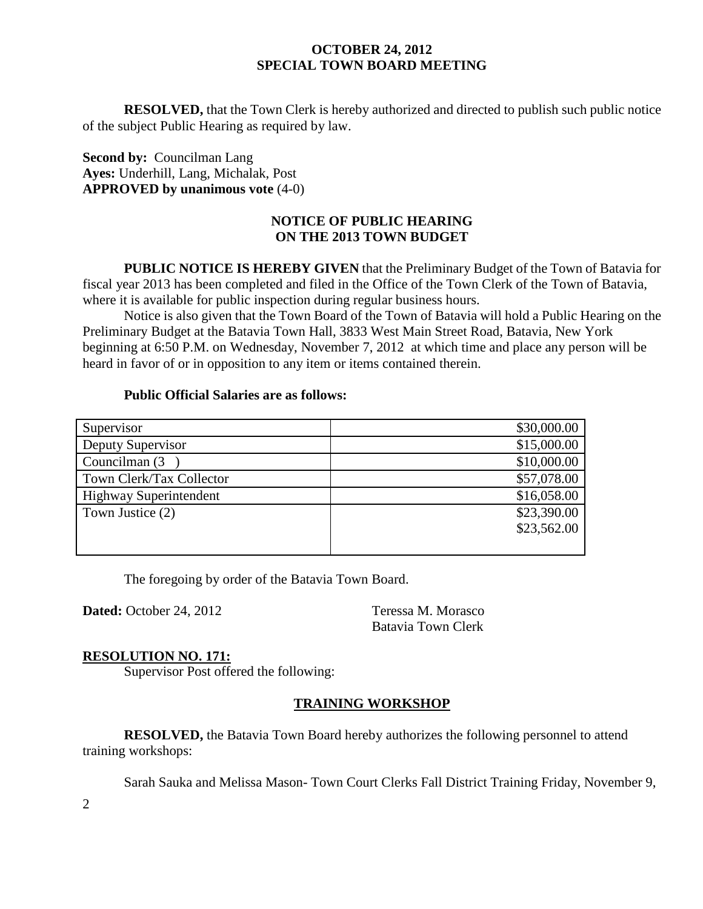**RESOLVED,** that the Town Clerk is hereby authorized and directed to publish such public notice of the subject Public Hearing as required by law.

**Second by:** Councilman Lang
**Ayes:** Underhill, Lang, Michalak, Post
**APPROVED by unanimous vote** (4-0)

## NOTICE OF PUBLIC HEARING ON THE 2013 TOWN BUDGET

**PUBLIC NOTICE IS HEREBY GIVEN** that the Preliminary Budget of the Town of Batavia for fiscal year 2013 has been completed and filed in the Office of the Town Clerk of the Town of Batavia, where it is available for public inspection during regular business hours.

Notice is also given that the Town Board of the Town of Batavia will hold a Public Hearing on the Preliminary Budget at the Batavia Town Hall, 3833 West Main Street Road, Batavia, New York beginning at 6:50 P.M. on Wednesday, November 7, 2012 at which time and place any person will be heard in favor of or in opposition to any item or items contained therein.

**Public Official Salaries are as follows:**

| | |
|---|---|
| Supervisor | \$30,000.00 |
| Deputy Supervisor | \$15,000.00 |
| Councilman (3 ) | \$10,000.00 |
| Town Clerk/Tax Collector | \$57,078.00 |
| Highway Superintendent | \$16,058.00 |
| Town Justice (2) | \$23,390.00<br>\$23,562.00 |

The foregoing by order of the Batavia Town Board.

**Dated:** October 24, 2012

Teressa M. Morasco
Batavia Town Clerk

**RESOLUTION NO. 171:**

Supervisor Post offered the following:

## TRAINING WORKSHOP

**RESOLVED,** the Batavia Town Board hereby authorizes the following personnel to attend training workshops:

Sarah Sauka and Melissa Mason- Town Court Clerks Fall District Training Friday, November 9,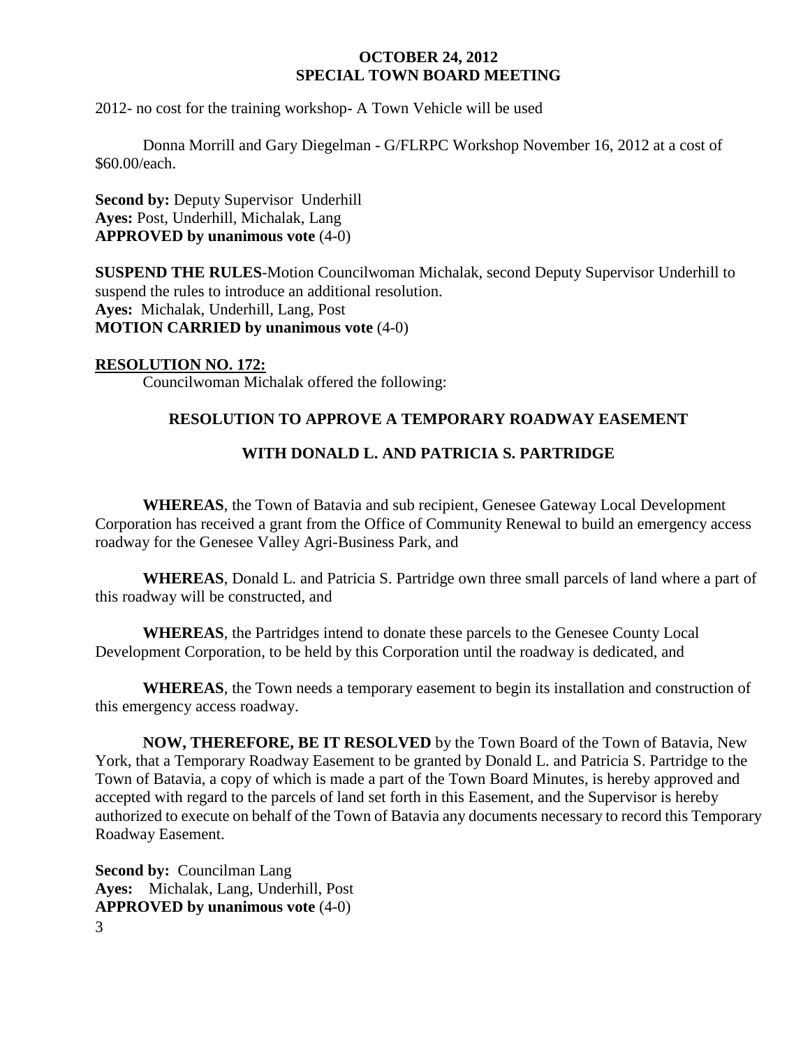2012- no cost for the training workshop- A Town Vehicle will be used

Donna Morrill and Gary Diegelman - G/FLRPC Workshop November 16, 2012 at a cost of \$60.00/each.

**Second by:** Deputy Supervisor Underhill
**Ayes:** Post, Underhill, Michalak, Lang
**APPROVED by unanimous vote** (4-0)

**SUSPEND THE RULES**-Motion Councilwoman Michalak, second Deputy Supervisor Underhill to suspend the rules to introduce an additional resolution.
**Ayes:** Michalak, Underhill, Lang, Post
**MOTION CARRIED by unanimous vote** (4-0)

**RESOLUTION NO. 172:**

Councilwoman Michalak offered the following:

**RESOLUTION TO APPROVE A TEMPORARY ROADWAY EASEMENT**

**WITH DONALD L. AND PATRICIA S. PARTRIDGE**

**WHEREAS**, the Town of Batavia and sub recipient, Genesee Gateway Local Development Corporation has received a grant from the Office of Community Renewal to build an emergency access roadway for the Genesee Valley Agri-Business Park, and

**WHEREAS**, Donald L. and Patricia S. Partridge own three small parcels of land where a part of this roadway will be constructed, and

**WHEREAS**, the Partridges intend to donate these parcels to the Genesee County Local Development Corporation, to be held by this Corporation until the roadway is dedicated, and

**WHEREAS**, the Town needs a temporary easement to begin its installation and construction of this emergency access roadway.

**NOW, THEREFORE, BE IT RESOLVED** by the Town Board of the Town of Batavia, New York, that a Temporary Roadway Easement to be granted by Donald L. and Patricia S. Partridge to the Town of Batavia, a copy of which is made a part of the Town Board Minutes, is hereby approved and accepted with regard to the parcels of land set forth in this Easement, and the Supervisor is hereby authorized to execute on behalf of the Town of Batavia any documents necessary to record this Temporary Roadway Easement.

**Second by:** Councilman Lang
**Ayes:** Michalak, Lang, Underhill, Post
**APPROVED by unanimous vote** (4-0)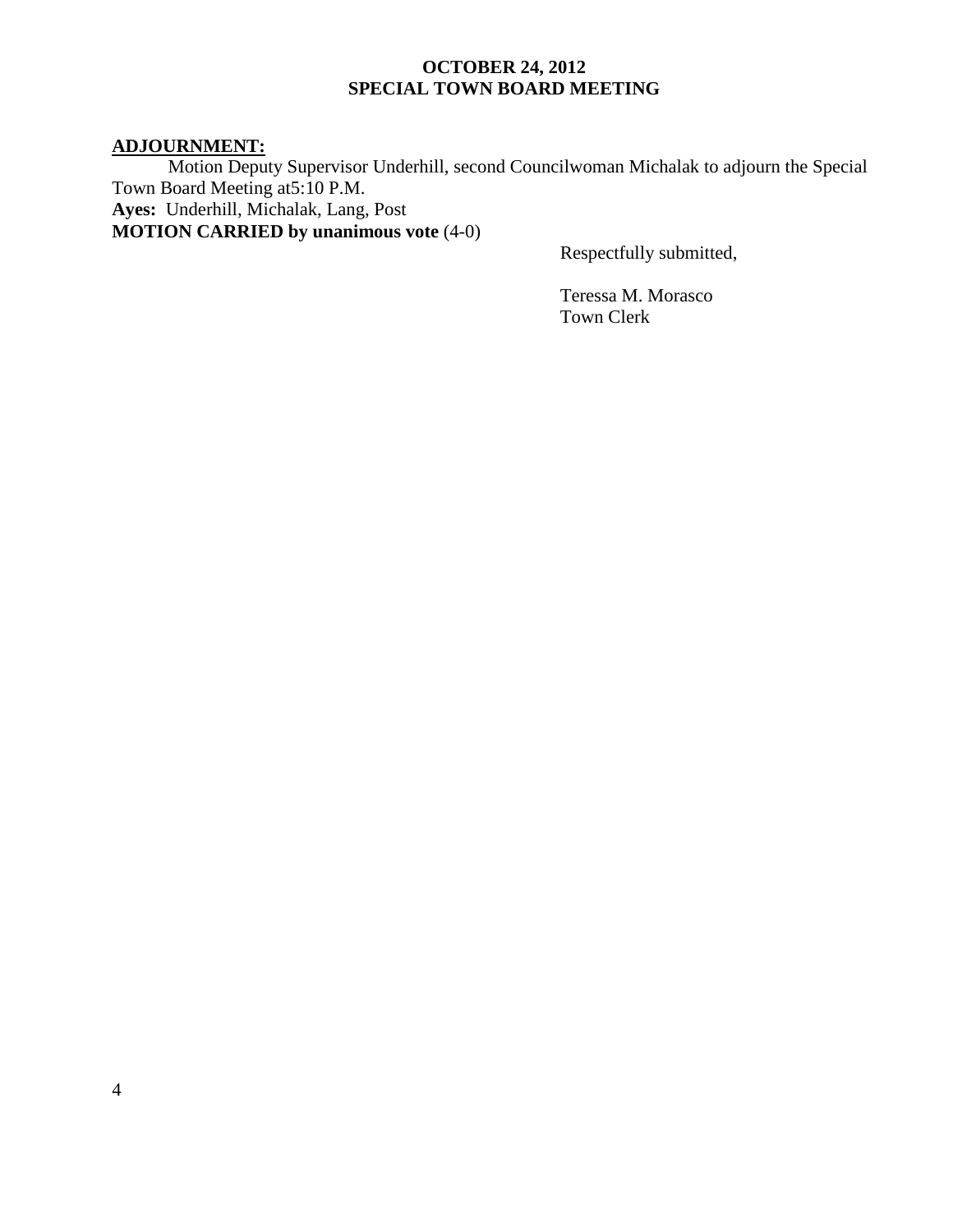**ADJOURNMENT:**

Motion Deputy Supervisor Underhill, second Councilwoman Michalak to adjourn the Special Town Board Meeting at5:10 P.M.

**Ayes:** Underhill, Michalak, Lang, Post

**MOTION CARRIED by unanimous vote** (4-0)

Respectfully submitted,

Teressa M. Morasco
Town Clerk